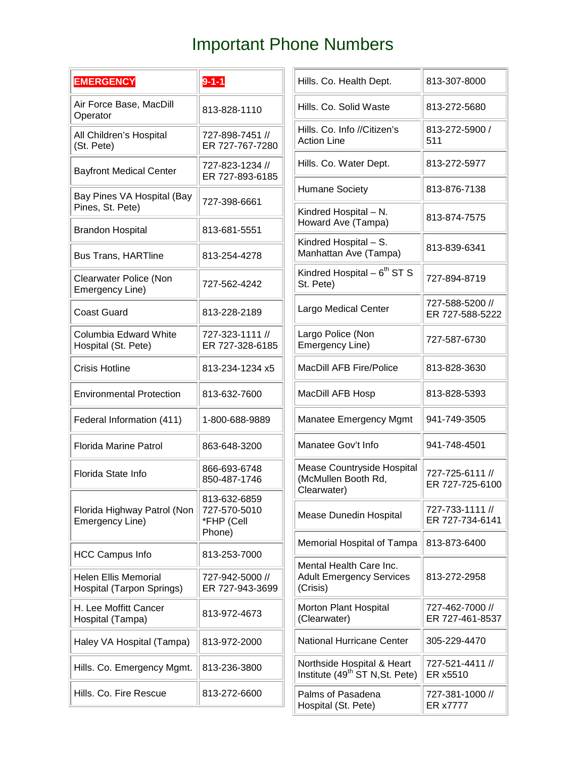# Important Phone Numbers

| | |
|---|---|
| **EMERGENCY** | **9-1-1** |
| Air Force Base, MacDill Operator | 813-828-1110 |
| All Children's Hospital (St. Pete) | 727-898-7451 // ER 727-767-7280 |
| Bayfront Medical Center | 727-823-1234 // ER 727-893-6185 |
| Bay Pines VA Hospital (Bay Pines, St. Pete) | 727-398-6661 |
| Brandon Hospital | 813-681-5551 |
| Bus Trans, HARTline | 813-254-4278 |
| Clearwater Police (Non Emergency Line) | 727-562-4242 |
| Coast Guard | 813-228-2189 |
| Columbia Edward White Hospital (St. Pete) | 727-323-1111 // ER 727-328-6185 |
| Crisis Hotline | 813-234-1234 x5 |
| Environmental Protection | 813-632-7600 |
| Federal Information (411) | 1-800-688-9889 |
| Florida Marine Patrol | 863-648-3200 |
| Florida State Info | 866-693-6748 850-487-1746 |
| Florida Highway Patrol (Non Emergency Line) | 813-632-6859 727-570-5010 *FHP (Cell Phone) |
| HCC Campus Info | 813-253-7000 |
| Helen Ellis Memorial Hospital (Tarpon Springs) | 727-942-5000 // ER 727-943-3699 |
| H. Lee Moffitt Cancer Hospital (Tampa) | 813-972-4673 |
| Haley VA Hospital (Tampa) | 813-972-2000 |
| Hills. Co. Emergency Mgmt. | 813-236-3800 |
| Hills. Co. Fire Rescue | 813-272-6600 |
| Hills. Co. Health Dept. | 813-307-8000 |
| Hills. Co. Solid Waste | 813-272-5680 |
| Hills. Co. Info //Citizen's Action Line | 813-272-5900 / 511 |
| Hills. Co. Water Dept. | 813-272-5977 |
| Humane Society | 813-876-7138 |
| Kindred Hospital – N. Howard Ave (Tampa) | 813-874-7575 |
| Kindred Hospital – S. Manhattan Ave (Tampa) | 813-839-6341 |
| Kindred Hospital – 6th ST S St. Pete) | 727-894-8719 |
| Largo Medical Center | 727-588-5200 // ER 727-588-5222 |
| Largo Police (Non Emergency Line) | 727-587-6730 |
| MacDill AFB Fire/Police | 813-828-3630 |
| MacDill AFB Hosp | 813-828-5393 |
| Manatee Emergency Mgmt | 941-749-3505 |
| Manatee Gov't Info | 941-748-4501 |
| Mease Countryside Hospital (McMullen Booth Rd, Clearwater) | 727-725-6111 // ER 727-725-6100 |
| Mease Dunedin Hospital | 727-733-1111 // ER 727-734-6141 |
| Memorial Hospital of Tampa | 813-873-6400 |
| Mental Health Care Inc. Adult Emergency Services (Crisis) | 813-272-2958 |
| Morton Plant Hospital (Clearwater) | 727-462-7000 // ER 727-461-8537 |
| National Hurricane Center | 305-229-4470 |
| Northside Hospital & Heart Institute (49th ST N,St. Pete) | 727-521-4411 // ER x5510 |
| Palms of Pasadena Hospital (St. Pete) | 727-381-1000 // ER x7777 |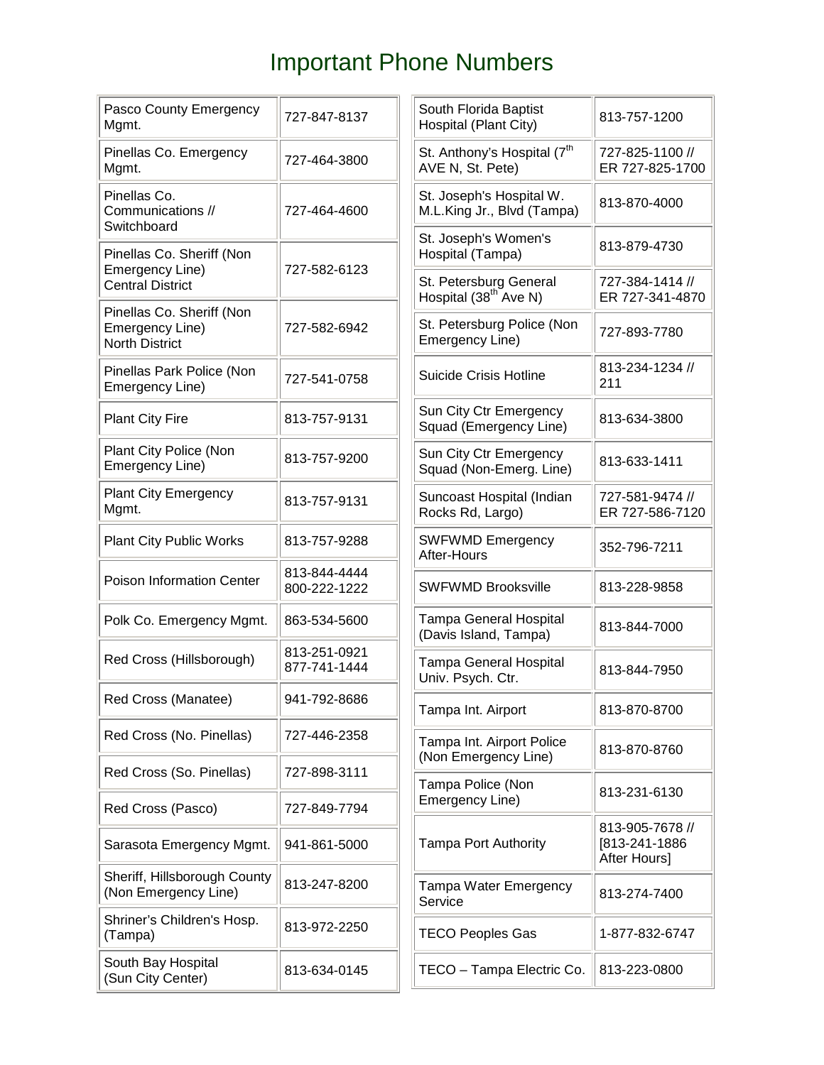# Important Phone Numbers

| Name | Phone |
| --- | --- |
| Pasco County Emergency Mgmt. | 727-847-8137 |
| Pinellas Co. Emergency Mgmt. | 727-464-3800 |
| Pinellas Co. Communications // Switchboard | 727-464-4600 |
| Pinellas Co. Sheriff (Non Emergency Line) Central District | 727-582-6123 |
| Pinellas Co. Sheriff (Non Emergency Line) North District | 727-582-6942 |
| Pinellas Park Police (Non Emergency Line) | 727-541-0758 |
| Plant City Fire | 813-757-9131 |
| Plant City Police (Non Emergency Line) | 813-757-9200 |
| Plant City Emergency Mgmt. | 813-757-9131 |
| Plant City Public Works | 813-757-9288 |
| Poison Information Center | 813-844-4444 800-222-1222 |
| Polk Co. Emergency Mgmt. | 863-534-5600 |
| Red Cross (Hillsborough) | 813-251-0921 877-741-1444 |
| Red Cross (Manatee) | 941-792-8686 |
| Red Cross (No. Pinellas) | 727-446-2358 |
| Red Cross (So. Pinellas) | 727-898-3111 |
| Red Cross (Pasco) | 727-849-7794 |
| Sarasota Emergency Mgmt. | 941-861-5000 |
| Sheriff, Hillsborough County (Non Emergency Line) | 813-247-8200 |
| Shriner's Children's Hosp. (Tampa) | 813-972-2250 |
| South Bay Hospital (Sun City Center) | 813-634-0145 |
| South Florida Baptist Hospital (Plant City) | 813-757-1200 |
| St. Anthony's Hospital (7th AVE N, St. Pete) | 727-825-1100 // ER 727-825-1700 |
| St. Joseph's Hospital W. M.L.King Jr., Blvd (Tampa) | 813-870-4000 |
| St. Joseph's Women's Hospital (Tampa) | 813-879-4730 |
| St. Petersburg General Hospital (38th Ave N) | 727-384-1414 // ER 727-341-4870 |
| St. Petersburg Police (Non Emergency Line) | 727-893-7780 |
| Suicide Crisis Hotline | 813-234-1234 // 211 |
| Sun City Ctr Emergency Squad (Emergency Line) | 813-634-3800 |
| Sun City Ctr Emergency Squad (Non-Emerg. Line) | 813-633-1411 |
| Suncoast Hospital (Indian Rocks Rd, Largo) | 727-581-9474 // ER 727-586-7120 |
| SWFWMD Emergency After-Hours | 352-796-7211 |
| SWFWMD Brooksville | 813-228-9858 |
| Tampa General Hospital (Davis Island, Tampa) | 813-844-7000 |
| Tampa General Hospital Univ. Psych. Ctr. | 813-844-7950 |
| Tampa Int. Airport | 813-870-8700 |
| Tampa Int. Airport Police (Non Emergency Line) | 813-870-8760 |
| Tampa Police (Non Emergency Line) | 813-231-6130 |
| Tampa Port Authority | 813-905-7678 // [813-241-1886 After Hours] |
| Tampa Water Emergency Service | 813-274-7400 |
| TECO Peoples Gas | 1-877-832-6747 |
| TECO – Tampa Electric Co. | 813-223-0800 |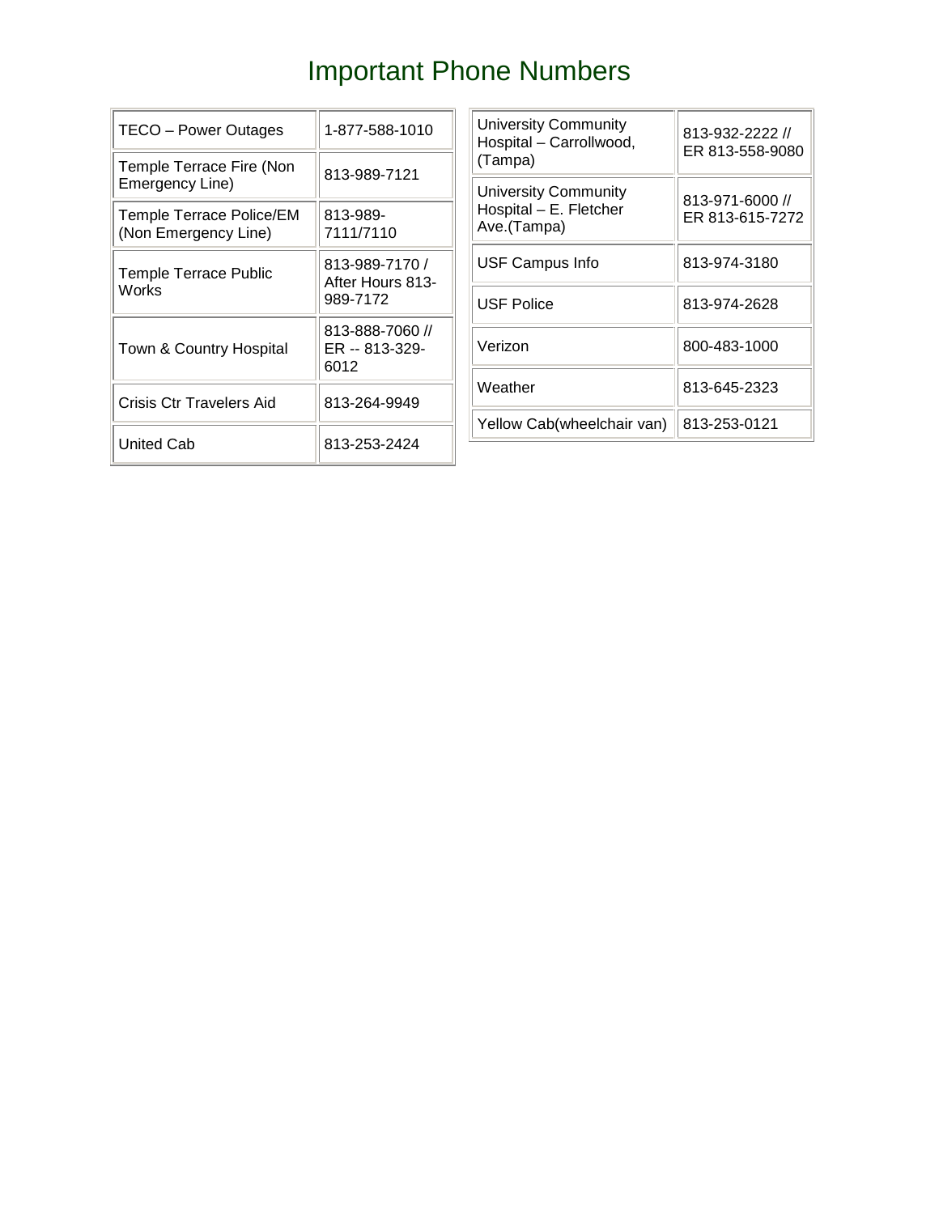# Important Phone Numbers

| | |
|---|---|
| TECO – Power Outages | 1-877-588-1010 |
| Temple Terrace Fire (Non Emergency Line) | 813-989-7121 |
| Temple Terrace Police/EM (Non Emergency Line) | 813-989-7111/7110 |
| Temple Terrace Public Works | 813-989-7170 / After Hours 813-989-7172 |
| Town & Country Hospital | 813-888-7060 // ER -- 813-329-6012 |
| Crisis Ctr Travelers Aid | 813-264-9949 |
| United Cab | 813-253-2424 |

| | |
|---|---|
| University Community Hospital – Carrollwood, (Tampa) | 813-932-2222 // ER 813-558-9080 |
| University Community Hospital – E. Fletcher Ave.(Tampa) | 813-971-6000 // ER 813-615-7272 |
| USF Campus Info | 813-974-3180 |
| USF Police | 813-974-2628 |
| Verizon | 800-483-1000 |
| Weather | 813-645-2323 |
| Yellow Cab(wheelchair van) | 813-253-0121 |